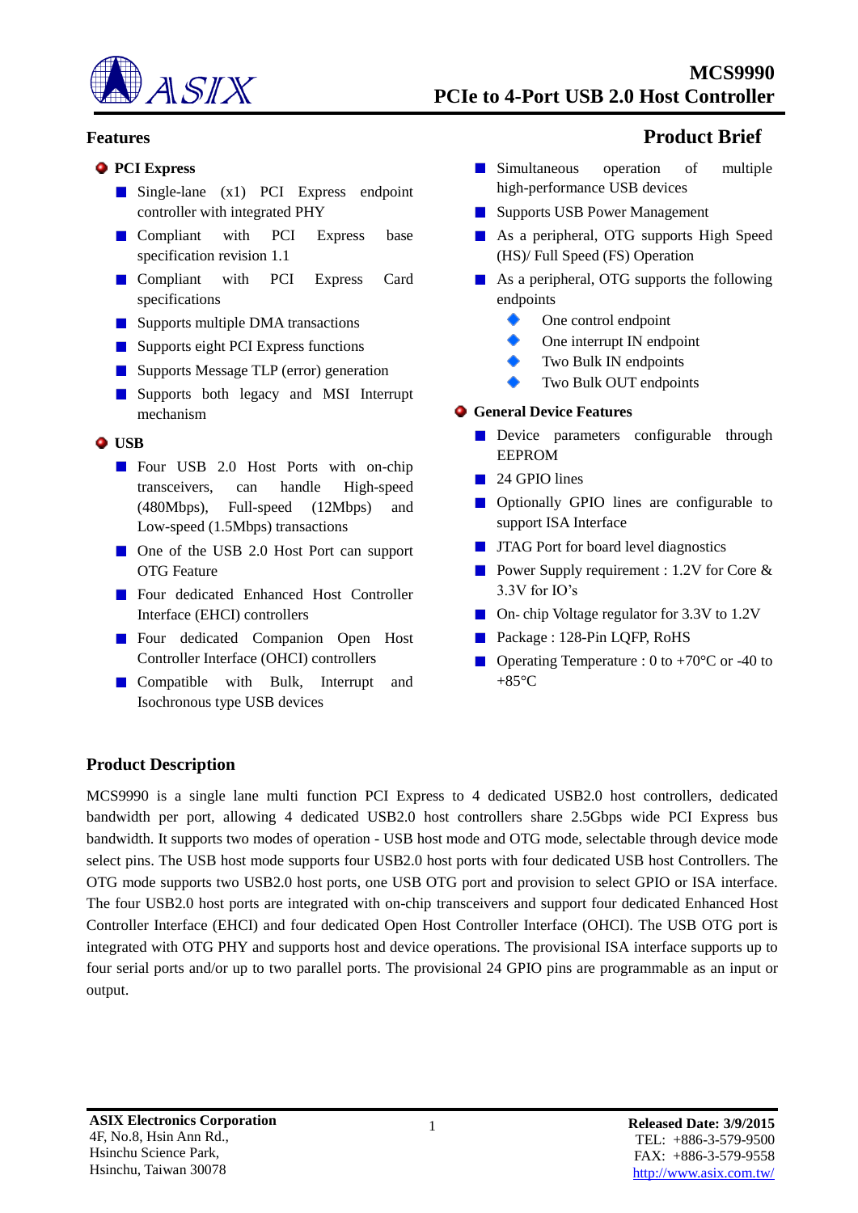# MCS9990
# PCIe to 4-Port USB 2.0 Host Controller

## Product Brief

## Features

### PCI Express

- Single-lane (x1) PCI Express endpoint controller with integrated PHY
- Compliant with PCI Express base specification revision 1.1
- Compliant with PCI Express Card specifications
- Supports multiple DMA transactions
- Supports eight PCI Express functions
- Supports Message TLP (error) generation
- Supports both legacy and MSI Interrupt mechanism

### USB

- Four USB 2.0 Host Ports with on-chip transceivers, can handle High-speed (480Mbps), Full-speed (12Mbps) and Low-speed (1.5Mbps) transactions
- One of the USB 2.0 Host Port can support OTG Feature
- Four dedicated Enhanced Host Controller Interface (EHCI) controllers
- Four dedicated Companion Open Host Controller Interface (OHCI) controllers
- Compatible with Bulk, Interrupt and Isochronous type USB devices
- Simultaneous operation of multiple high-performance USB devices
- Supports USB Power Management
- As a peripheral, OTG supports High Speed (HS)/ Full Speed (FS) Operation
- As a peripheral, OTG supports the following endpoints
  - One control endpoint
  - One interrupt IN endpoint
  - Two Bulk IN endpoints
  - Two Bulk OUT endpoints

### General Device Features

- Device parameters configurable through EEPROM
- 24 GPIO lines
- Optionally GPIO lines are configurable to support ISA Interface
- JTAG Port for board level diagnostics
- Power Supply requirement : 1.2V for Core & 3.3V for IO's
- On- chip Voltage regulator for 3.3V to 1.2V
- Package : 128-Pin LQFP, RoHS
- Operating Temperature : 0 to +70°C or -40 to +85°C

## Product Description

MCS9990 is a single lane multi function PCI Express to 4 dedicated USB2.0 host controllers, dedicated bandwidth per port, allowing 4 dedicated USB2.0 host controllers share 2.5Gbps wide PCI Express bus bandwidth. It supports two modes of operation - USB host mode and OTG mode, selectable through device mode select pins. The USB host mode supports four USB2.0 host ports with four dedicated USB host Controllers. The OTG mode supports two USB2.0 host ports, one USB OTG port and provision to select GPIO or ISA interface. The four USB2.0 host ports are integrated with on-chip transceivers and support four dedicated Enhanced Host Controller Interface (EHCI) and four dedicated Open Host Controller Interface (OHCI). The USB OTG port is integrated with OTG PHY and supports host and device operations. The provisional ISA interface supports up to four serial ports and/or up to two parallel ports. The provisional 24 GPIO pins are programmable as an input or output.

**ASIX Electronics Corporation**
4F, No.8, Hsin Ann Rd.,
Hsinchu Science Park,
Hsinchu, Taiwan 30078

**Released Date: 3/9/2015**
TEL: +886-3-579-9500
FAX: +886-3-579-9558
http://www.asix.com.tw/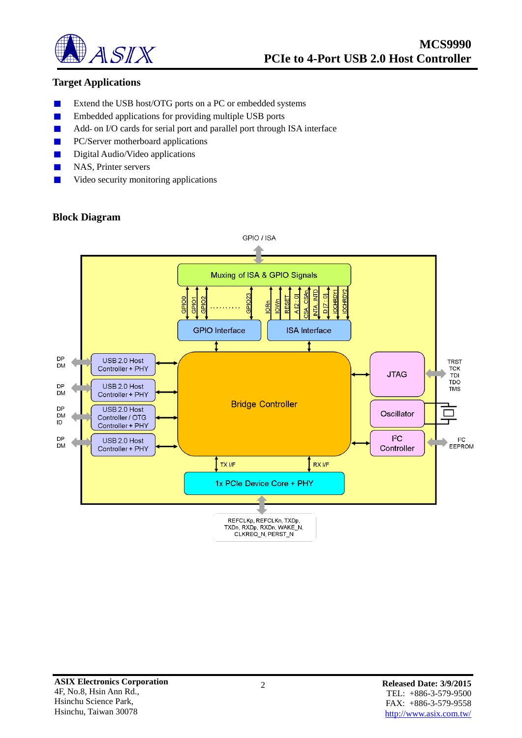## Target Applications

- Extend the USB host/OTG ports on a PC or embedded systems
- Embedded applications for providing multiple USB ports
- Add- on I/O cards for serial port and parallel port through ISA interface
- PC/Server motherboard applications
- Digital Audio/Video applications
- NAS, Printer servers
- Video security monitoring applications

## Block Diagram

GPIO / ISA

Muxing of ISA & GPIO Signals

GPIO0 GPIO1 GPIO2 .......... GPIO23

IORn IOWn RESET A [2 : 0] CSA...CSAn INTA...INTD D [7 : 0] IOCHRDY1 IOCHRDY2

GPIO Interface

ISA Interface

DP DM — USB 2.0 Host Controller + PHY

DP DM — USB 2.0 Host Controller + PHY

DP DM ID — USB 2.0 Host Controller / OTG Controller + PHY

DP DM — USB 2.0 Host Controller + PHY

Bridge Controller

JTAG — TRST TCK TDI TDO TMS

Oscillator

I²C Controller — I²C EEPROM

TX I/F

RX I/F

1x PCIe Device Core + PHY

REFCLKp, REFCLKn, TXDp, TXDn, RXDp, RXDn, WAKE_N, CLKREQ_N, PERST_N